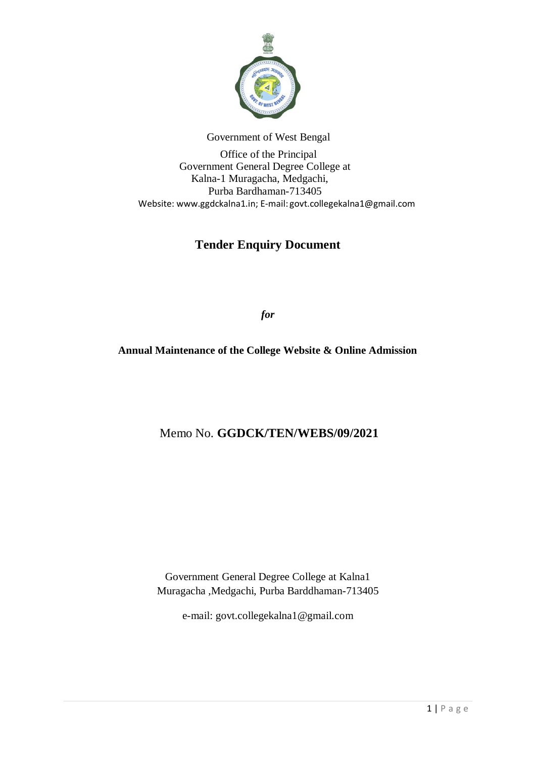Government of West Bengal

Office of the Principal
Government General Degree College at
Kalna-1 Muragacha, Medgachi,
Purba Bardhaman-713405
Website: www.ggdckalna1.in; E-mail: govt.collegekalna1@gmail.com

# Tender Enquiry Document

***for***

**Annual Maintenance of the College Website & Online Admission**

Memo No. **GGDCK/TEN/WEBS/09/2021**

Government General Degree College at Kalna1
Muragacha ,Medgachi, Purba Barddhaman-713405

e-mail: govt.collegekalna1@gmail.com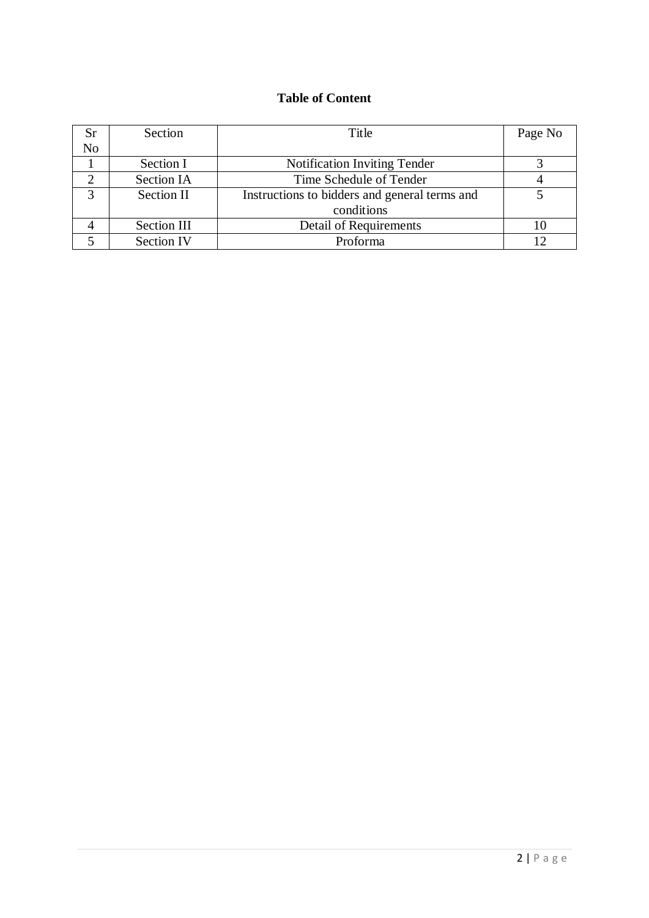**Table of Content**

| Sr No | Section | Title | Page No |
|---|---|---|---|
| 1 | Section I | Notification Inviting Tender | 3 |
| 2 | Section IA | Time Schedule of Tender | 4 |
| 3 | Section II | Instructions to bidders and general terms and conditions | 5 |
| 4 | Section III | Detail of Requirements | 10 |
| 5 | Section IV | Proforma | 12 |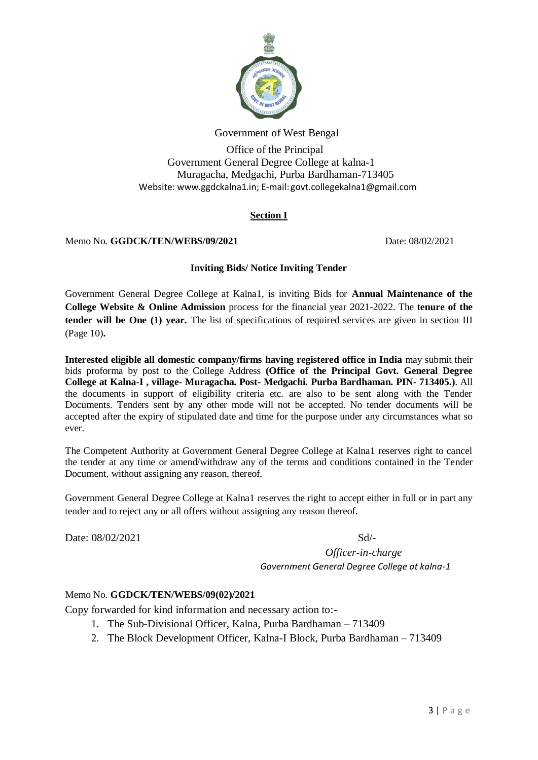Government of West Bengal

Office of the Principal
Government General Degree College at kalna-1
Muragacha, Medgachi, Purba Bardhaman-713405
Website: www.ggdckalna1.in; E-mail: govt.collegekalna1@gmail.com

## Section I

Memo No. **GGDCK/TEN/WEBS/09/2021** Date: 08/02/2021

### Inviting Bids/ Notice Inviting Tender

Government General Degree College at Kalna1, is inviting Bids for **Annual Maintenance of the College Website & Online Admission** process for the financial year 2021-2022. The **tenure of the tender will be One (1) year.** The list of specifications of required services are given in section III (Page 10)**.**

**Interested eligible all domestic company/firms having registered office in India** may submit their bids proforma by post to the College Address **(Office of the Principal Govt. General Degree College at Kalna-I , village- Muragacha. Post- Medgachi. Purba Bardhaman. PIN- 713405.)**. All the documents in support of eligibility criteria etc. are also to be sent along with the Tender Documents. Tenders sent by any other mode will not be accepted. No tender documents will be accepted after the expiry of stipulated date and time for the purpose under any circumstances what so ever.

The Competent Authority at Government General Degree College at Kalna1 reserves right to cancel the tender at any time or amend/withdraw any of the terms and conditions contained in the Tender Document, without assigning any reason, thereof.

Government General Degree College at Kalna1 reserves the right to accept either in full or in part any tender and to reject any or all offers without assigning any reason thereof.

Date: 08/02/2021 Sd/-

*Officer-in-charge*
*Government General Degree College at kalna-1*

Memo No. **GGDCK/TEN/WEBS/09(02)/2021**

Copy forwarded for kind information and necessary action to:-

1. The Sub-Divisional Officer, Kalna, Purba Bardhaman – 713409
2. The Block Development Officer, Kalna-I Block, Purba Bardhaman – 713409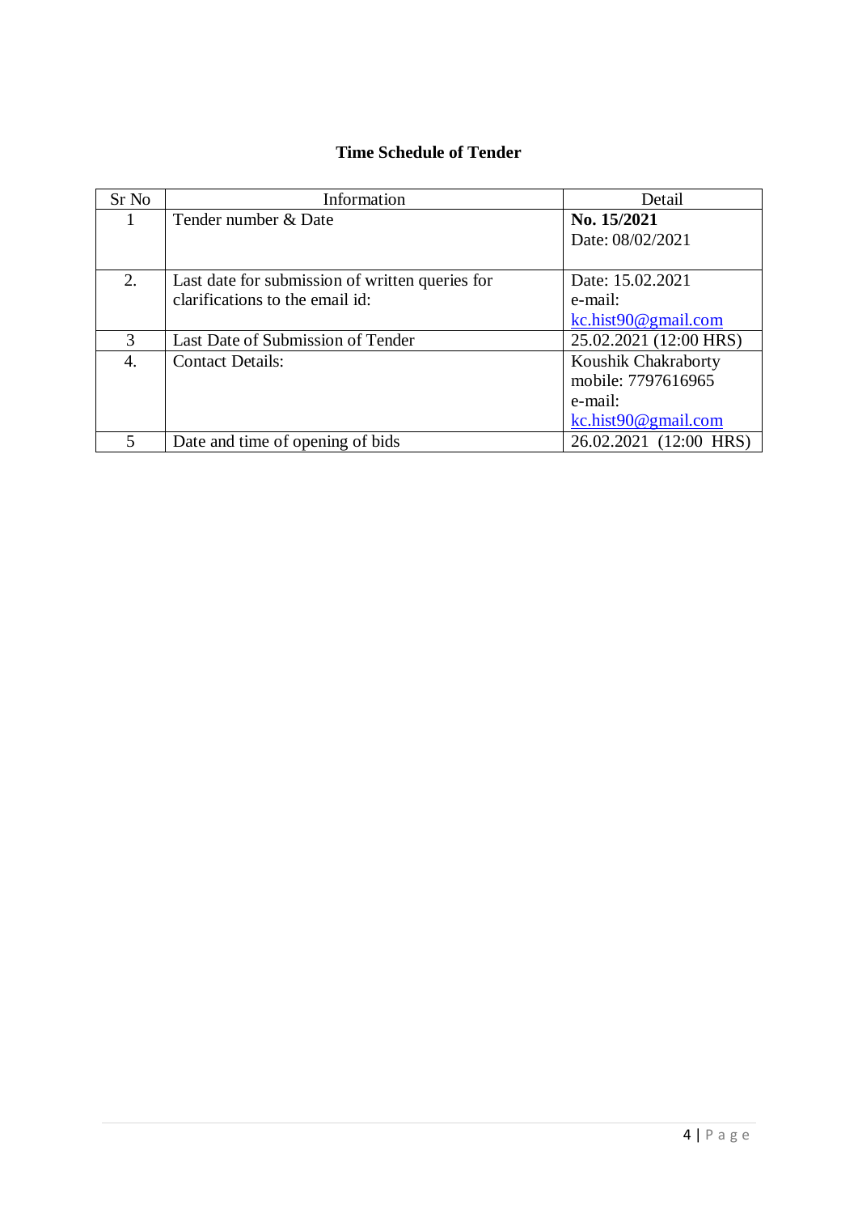## Time Schedule of Tender

| Sr No | Information | Detail |
|---|---|---|
| 1 | Tender number & Date | **No. 15/2021**<br>Date: 08/02/2021 |
| 2. | Last date for submission of written queries for clarifications to the email id: | Date: 15.02.2021<br>e-mail:<br>kc.hist90@gmail.com |
| 3 | Last Date of Submission of Tender | 25.02.2021 (12:00 HRS) |
| 4. | Contact Details: | Koushik Chakraborty<br>mobile: 7797616965<br>e-mail:<br>kc.hist90@gmail.com |
| 5 | Date and time of opening of bids | 26.02.2021 (12:00 HRS) |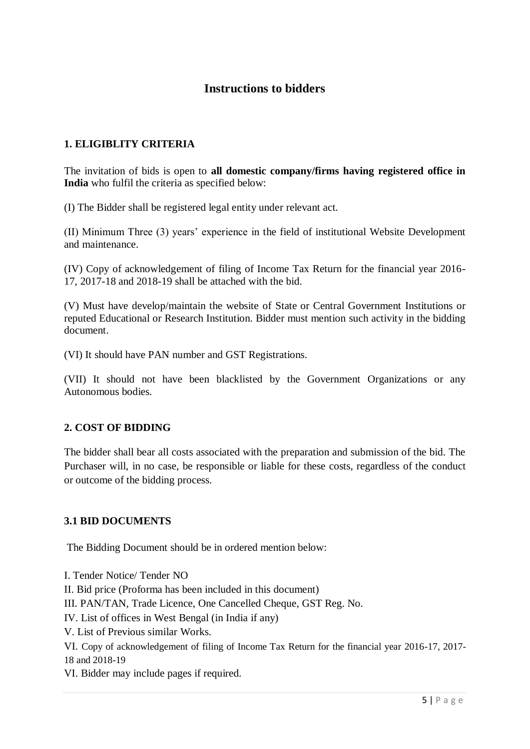# Instructions to bidders

## 1. ELIGIBLITY CRITERIA

The invitation of bids is open to **all domestic company/firms having registered office in India** who fulfil the criteria as specified below:

(I) The Bidder shall be registered legal entity under relevant act.

(II) Minimum Three (3) years' experience in the field of institutional Website Development and maintenance.

(IV) Copy of acknowledgement of filing of Income Tax Return for the financial year 2016-17, 2017-18 and 2018-19 shall be attached with the bid.

(V) Must have develop/maintain the website of State or Central Government Institutions or reputed Educational or Research Institution. Bidder must mention such activity in the bidding document.

(VI) It should have PAN number and GST Registrations.

(VII) It should not have been blacklisted by the Government Organizations or any Autonomous bodies.

## 2. COST OF BIDDING

The bidder shall bear all costs associated with the preparation and submission of the bid. The Purchaser will, in no case, be responsible or liable for these costs, regardless of the conduct or outcome of the bidding process.

## 3.1 BID DOCUMENTS

The Bidding Document should be in ordered mention below:

I. Tender Notice/ Tender NO
II. Bid price (Proforma has been included in this document)
III. PAN/TAN, Trade Licence, One Cancelled Cheque, GST Reg. No.
IV. List of offices in West Bengal (in India if any)
V. List of Previous similar Works.
VI. Copy of acknowledgement of filing of Income Tax Return for the financial year 2016-17, 2017-18 and 2018-19
VI. Bidder may include pages if required.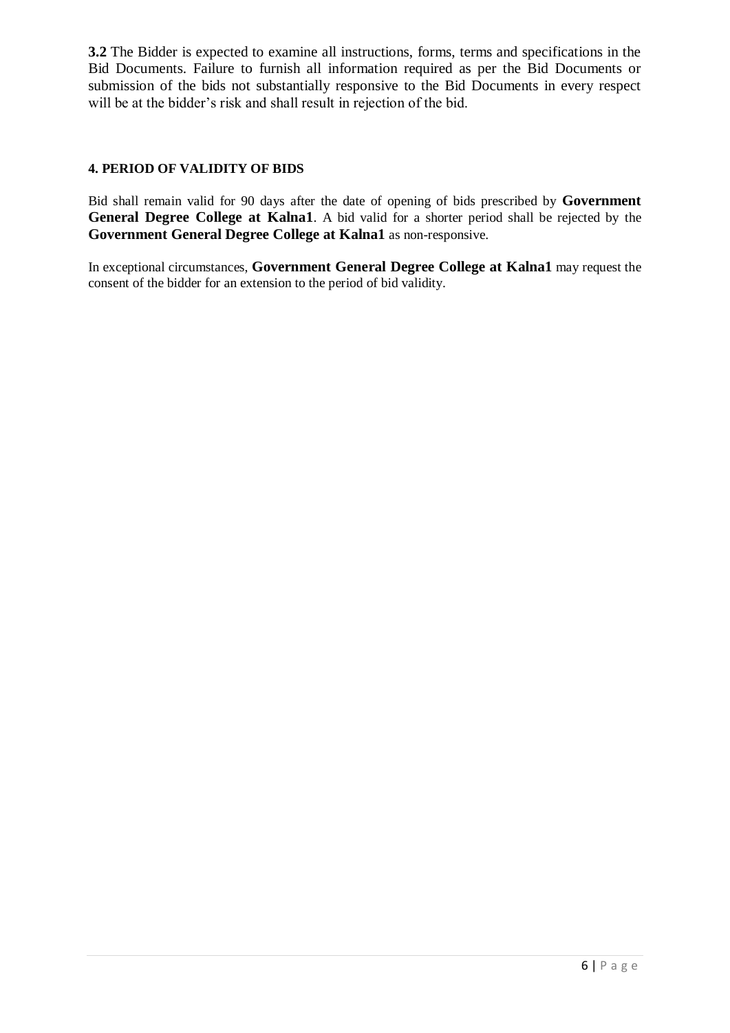**3.2** The Bidder is expected to examine all instructions, forms, terms and specifications in the Bid Documents. Failure to furnish all information required as per the Bid Documents or submission of the bids not substantially responsive to the Bid Documents in every respect will be at the bidder's risk and shall result in rejection of the bid.

#### 4. PERIOD OF VALIDITY OF BIDS

Bid shall remain valid for 90 days after the date of opening of bids prescribed by **Government General Degree College at Kalna1**. A bid valid for a shorter period shall be rejected by the **Government General Degree College at Kalna1** as non-responsive.

In exceptional circumstances, **Government General Degree College at Kalna1** may request the consent of the bidder for an extension to the period of bid validity.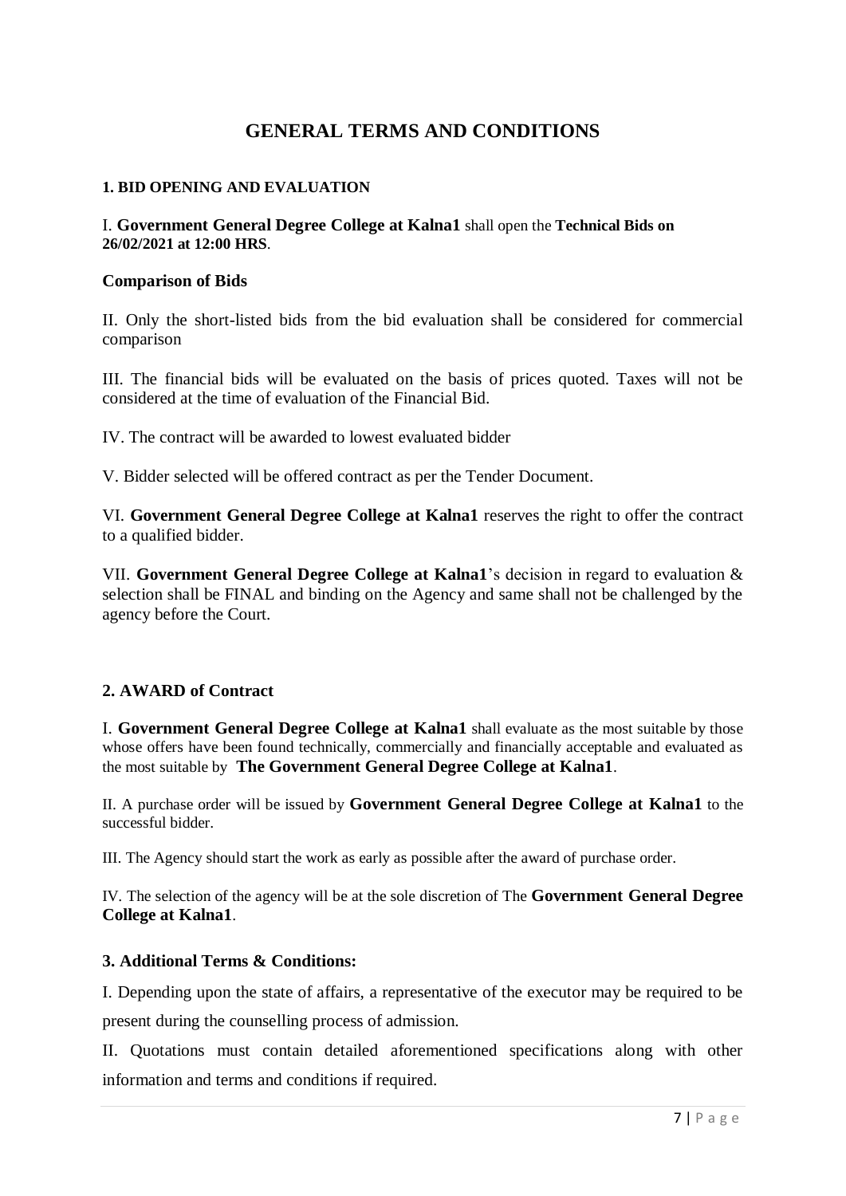# GENERAL TERMS AND CONDITIONS

### 1. BID OPENING AND EVALUATION

I. **Government General Degree College at Kalna1** shall open the **Technical Bids on 26/02/2021 at 12:00 HRS**.

**Comparison of Bids**

II. Only the short-listed bids from the bid evaluation shall be considered for commercial comparison

III. The financial bids will be evaluated on the basis of prices quoted. Taxes will not be considered at the time of evaluation of the Financial Bid.

IV. The contract will be awarded to lowest evaluated bidder

V. Bidder selected will be offered contract as per the Tender Document.

VI. **Government General Degree College at Kalna1** reserves the right to offer the contract to a qualified bidder.

VII. **Government General Degree College at Kalna1**'s decision in regard to evaluation & selection shall be FINAL and binding on the Agency and same shall not be challenged by the agency before the Court.

### 2. AWARD of Contract

I. **Government General Degree College at Kalna1** shall evaluate as the most suitable by those whose offers have been found technically, commercially and financially acceptable and evaluated as the most suitable by **The Government General Degree College at Kalna1**.

II. A purchase order will be issued by **Government General Degree College at Kalna1** to the successful bidder.

III. The Agency should start the work as early as possible after the award of purchase order.

IV. The selection of the agency will be at the sole discretion of The **Government General Degree College at Kalna1**.

### 3. Additional Terms & Conditions:

I. Depending upon the state of affairs, a representative of the executor may be required to be present during the counselling process of admission.

II. Quotations must contain detailed aforementioned specifications along with other information and terms and conditions if required.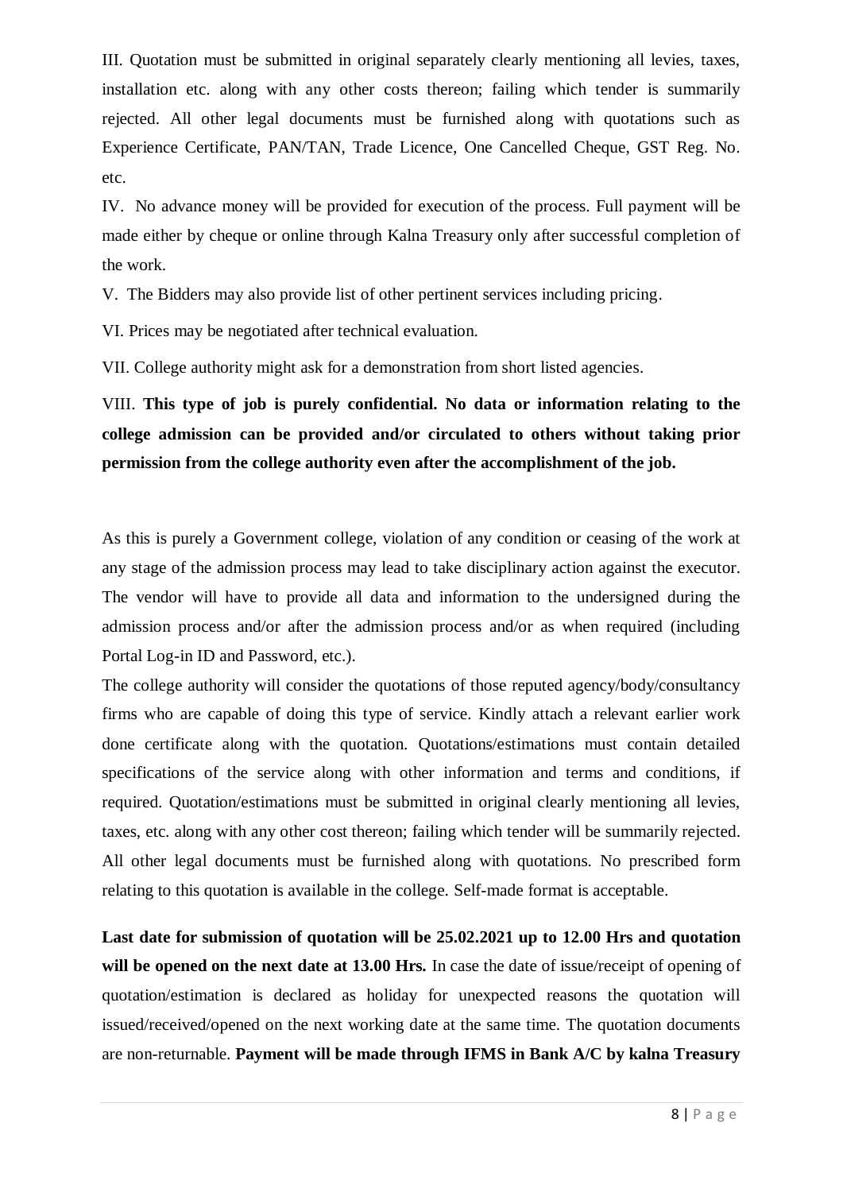III. Quotation must be submitted in original separately clearly mentioning all levies, taxes, installation etc. along with any other costs thereon; failing which tender is summarily rejected. All other legal documents must be furnished along with quotations such as Experience Certificate, PAN/TAN, Trade Licence, One Cancelled Cheque, GST Reg. No. etc.

IV. No advance money will be provided for execution of the process. Full payment will be made either by cheque or online through Kalna Treasury only after successful completion of the work.

V. The Bidders may also provide list of other pertinent services including pricing.

VI. Prices may be negotiated after technical evaluation.

VII. College authority might ask for a demonstration from short listed agencies.

VIII. **This type of job is purely confidential. No data or information relating to the college admission can be provided and/or circulated to others without taking prior permission from the college authority even after the accomplishment of the job.**

As this is purely a Government college, violation of any condition or ceasing of the work at any stage of the admission process may lead to take disciplinary action against the executor. The vendor will have to provide all data and information to the undersigned during the admission process and/or after the admission process and/or as when required (including Portal Log-in ID and Password, etc.).

The college authority will consider the quotations of those reputed agency/body/consultancy firms who are capable of doing this type of service. Kindly attach a relevant earlier work done certificate along with the quotation. Quotations/estimations must contain detailed specifications of the service along with other information and terms and conditions, if required. Quotation/estimations must be submitted in original clearly mentioning all levies, taxes, etc. along with any other cost thereon; failing which tender will be summarily rejected. All other legal documents must be furnished along with quotations. No prescribed form relating to this quotation is available in the college. Self-made format is acceptable.

**Last date for submission of quotation will be 25.02.2021 up to 12.00 Hrs and quotation will be opened on the next date at 13.00 Hrs.** In case the date of issue/receipt of opening of quotation/estimation is declared as holiday for unexpected reasons the quotation will issued/received/opened on the next working date at the same time. The quotation documents are non-returnable. **Payment will be made through IFMS in Bank A/C by kalna Treasury**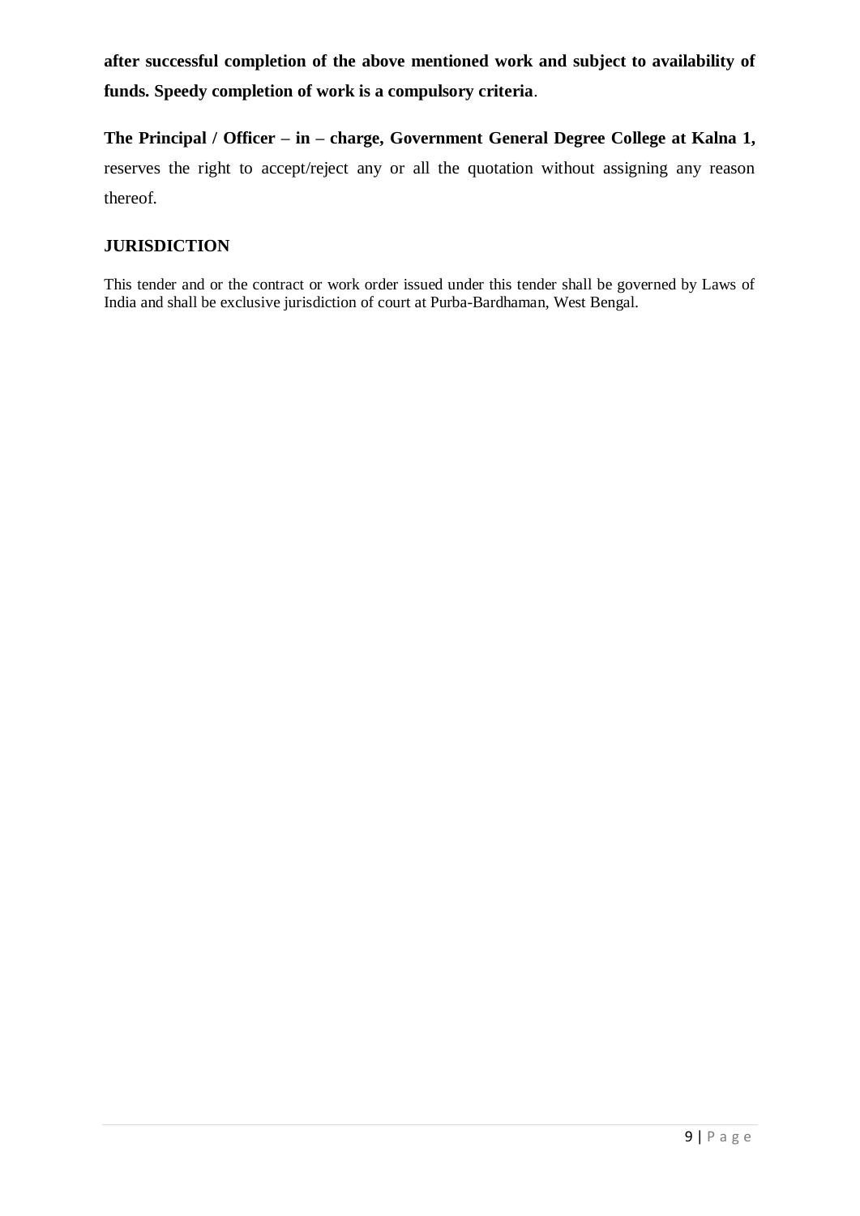**after successful completion of the above mentioned work and subject to availability of funds. Speedy completion of work is a compulsory criteria**.

**The Principal / Officer – in – charge, Government General Degree College at Kalna 1,** reserves the right to accept/reject any or all the quotation without assigning any reason thereof.

## JURISDICTION

This tender and or the contract or work order issued under this tender shall be governed by Laws of India and shall be exclusive jurisdiction of court at Purba-Bardhaman, West Bengal.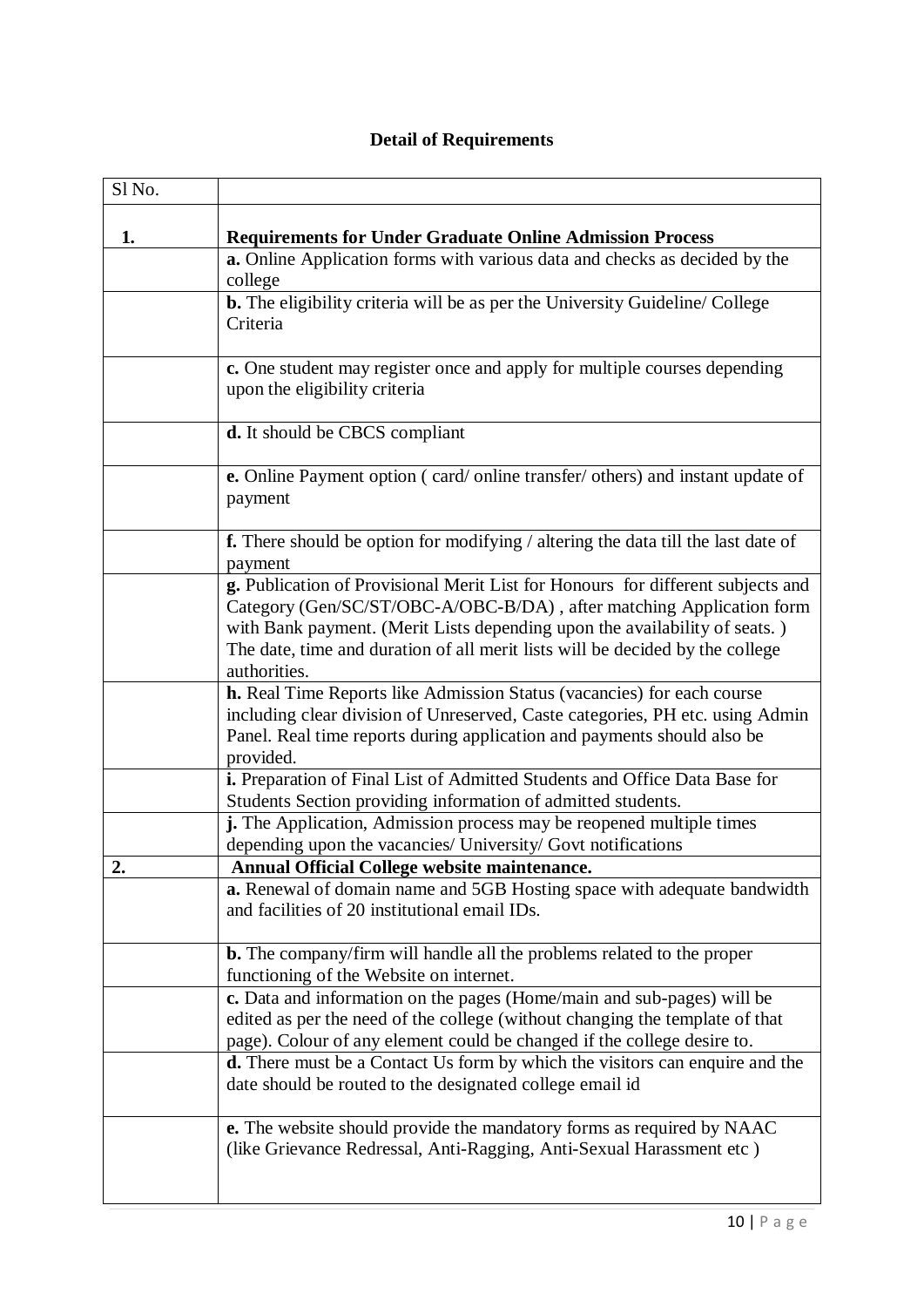## Detail of Requirements

| Sl No. | |
|---|---|
| **1.** | **Requirements for Under Graduate Online Admission Process** |
| | **a.** Online Application forms with various data and checks as decided by the college |
| | **b.** The eligibility criteria will be as per the University Guideline/ College Criteria |
| | **c.** One student may register once and apply for multiple courses depending upon the eligibility criteria |
| | **d.** It should be CBCS compliant |
| | **e.** Online Payment option ( card/ online transfer/ others) and instant update of payment |
| | **f.** There should be option for modifying / altering the data till the last date of payment |
| | **g.** Publication of Provisional Merit List for Honours for different subjects and Category (Gen/SC/ST/OBC-A/OBC-B/DA) , after matching Application form with Bank payment. (Merit Lists depending upon the availability of seats. ) The date, time and duration of all merit lists will be decided by the college authorities. |
| | **h.** Real Time Reports like Admission Status (vacancies) for each course including clear division of Unreserved, Caste categories, PH etc. using Admin Panel. Real time reports during application and payments should also be provided. |
| | **i.** Preparation of Final List of Admitted Students and Office Data Base for Students Section providing information of admitted students. |
| | **j.** The Application, Admission process may be reopened multiple times depending upon the vacancies/ University/ Govt notifications |
| **2.** | **Annual Official College website maintenance.** |
| | **a.** Renewal of domain name and 5GB Hosting space with adequate bandwidth and facilities of 20 institutional email IDs. |
| | **b.** The company/firm will handle all the problems related to the proper functioning of the Website on internet. |
| | **c.** Data and information on the pages (Home/main and sub-pages) will be edited as per the need of the college (without changing the template of that page). Colour of any element could be changed if the college desire to. |
| | **d.** There must be a Contact Us form by which the visitors can enquire and the date should be routed to the designated college email id |
| | **e.** The website should provide the mandatory forms as required by NAAC (like Grievance Redressal, Anti-Ragging, Anti-Sexual Harassment etc ) |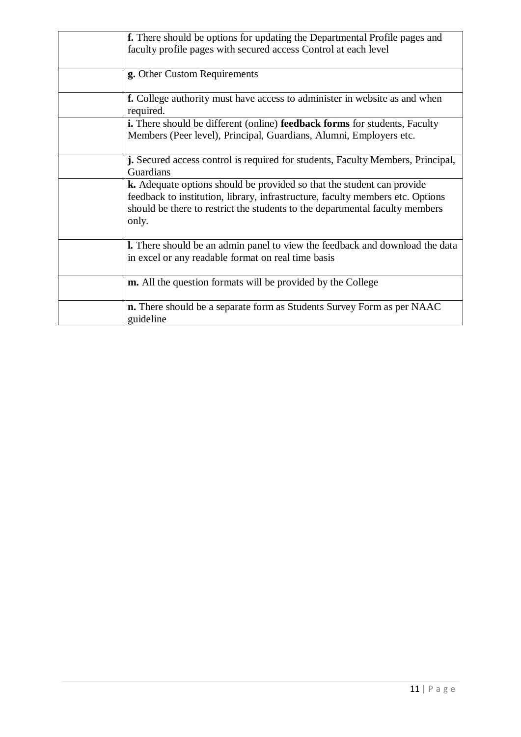| | |
|---|---|
| | **f.** There should be options for updating the Departmental Profile pages and faculty profile pages with secured access Control at each level |
| | **g.** Other Custom Requirements |
| | **f.** College authority must have access to administer in website as and when required. |
| | **i.** There should be different (online) **feedback forms** for students, Faculty Members (Peer level), Principal, Guardians, Alumni, Employers etc. |
| | **j.** Secured access control is required for students, Faculty Members, Principal, Guardians |
| | **k.** Adequate options should be provided so that the student can provide feedback to institution, library, infrastructure, faculty members etc. Options should be there to restrict the students to the departmental faculty members only. |
| | **l.** There should be an admin panel to view the feedback and download the data in excel or any readable format on real time basis |
| | **m.** All the question formats will be provided by the College |
| | **n.** There should be a separate form as Students Survey Form as per NAAC guideline |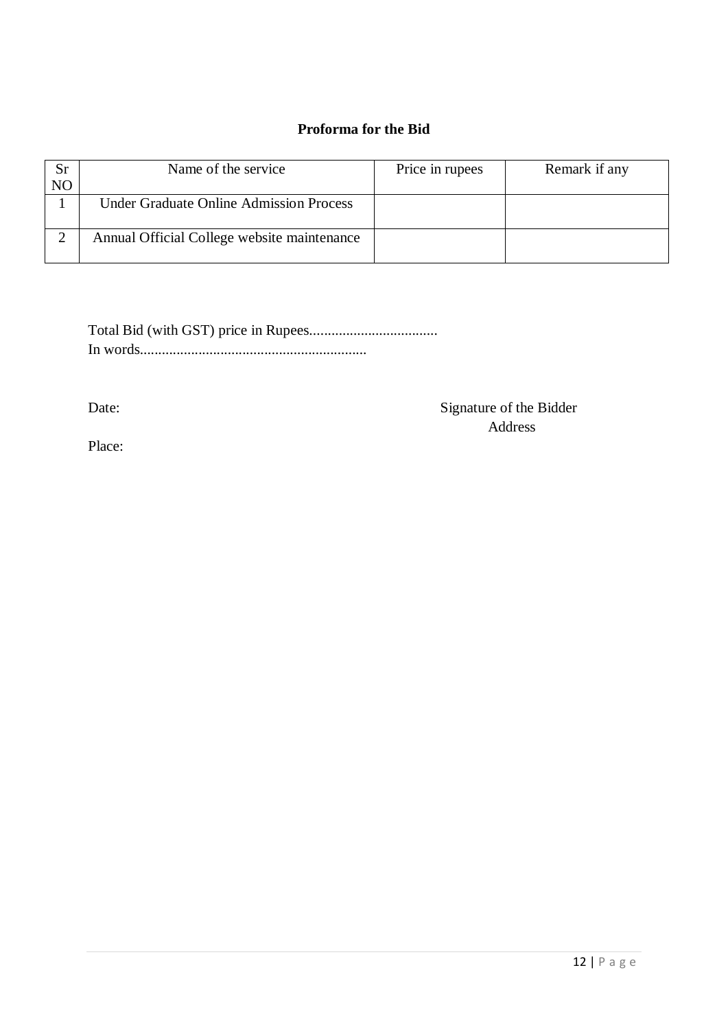**Proforma for the Bid**

| Sr NO | Name of the service | Price in rupees | Remark if any |
|---|---|---|---|
| 1 | Under Graduate Online Admission Process | | |
| 2 | Annual Official College website maintenance | | |

Total Bid (with GST) price in Rupees...................................
In words..............................................................

Date:

Place:

Signature of the Bidder
Address